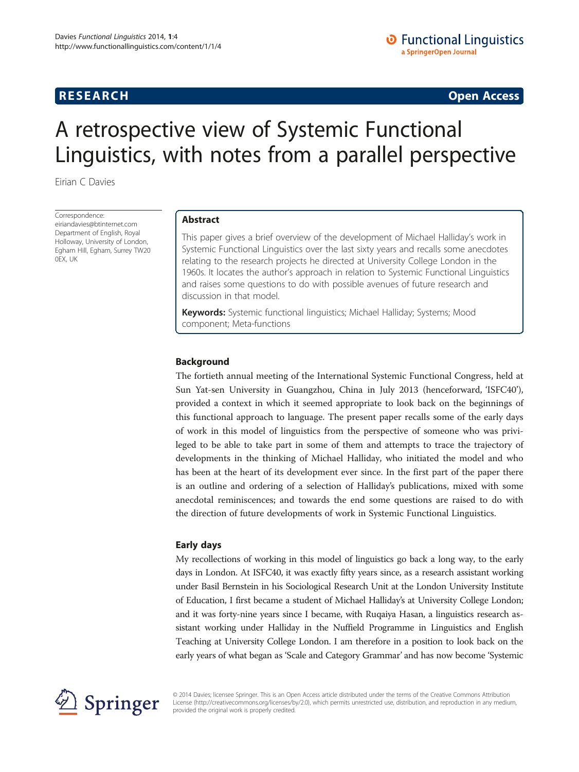RESEARCH Open Access

# A retrospective view of Systemic Functional Linguistics, with notes from a parallel perspective

Eirian C Davies

Correspondence: eiriandavies@btinternet.com
Department of English, Royal Holloway, University of London, Egham Hill, Egham, Surrey TW20 0EX, UK

## Abstract

This paper gives a brief overview of the development of Michael Halliday's work in Systemic Functional Linguistics over the last sixty years and recalls some anecdotes relating to the research projects he directed at University College London in the 1960s. It locates the author's approach in relation to Systemic Functional Linguistics and raises some questions to do with possible avenues of future research and discussion in that model.

**Keywords:** Systemic functional linguistics; Michael Halliday; Systems; Mood component; Meta-functions

## Background

The fortieth annual meeting of the International Systemic Functional Congress, held at Sun Yat-sen University in Guangzhou, China in July 2013 (henceforward, 'ISFC40'), provided a context in which it seemed appropriate to look back on the beginnings of this functional approach to language. The present paper recalls some of the early days of work in this model of linguistics from the perspective of someone who was privileged to be able to take part in some of them and attempts to trace the trajectory of developments in the thinking of Michael Halliday, who initiated the model and who has been at the heart of its development ever since. In the first part of the paper there is an outline and ordering of a selection of Halliday's publications, mixed with some anecdotal reminiscences; and towards the end some questions are raised to do with the direction of future developments of work in Systemic Functional Linguistics.

## Early days

My recollections of working in this model of linguistics go back a long way, to the early days in London. At ISFC40, it was exactly fifty years since, as a research assistant working under Basil Bernstein in his Sociological Research Unit at the London University Institute of Education, I first became a student of Michael Halliday's at University College London; and it was forty-nine years since I became, with Ruqaiya Hasan, a linguistics research assistant working under Halliday in the Nuffield Programme in Linguistics and English Teaching at University College London. I am therefore in a position to look back on the early years of what began as 'Scale and Category Grammar' and has now become 'Systemic

© 2014 Davies; licensee Springer. This is an Open Access article distributed under the terms of the Creative Commons Attribution License (http://creativecommons.org/licenses/by/2.0), which permits unrestricted use, distribution, and reproduction in any medium, provided the original work is properly credited.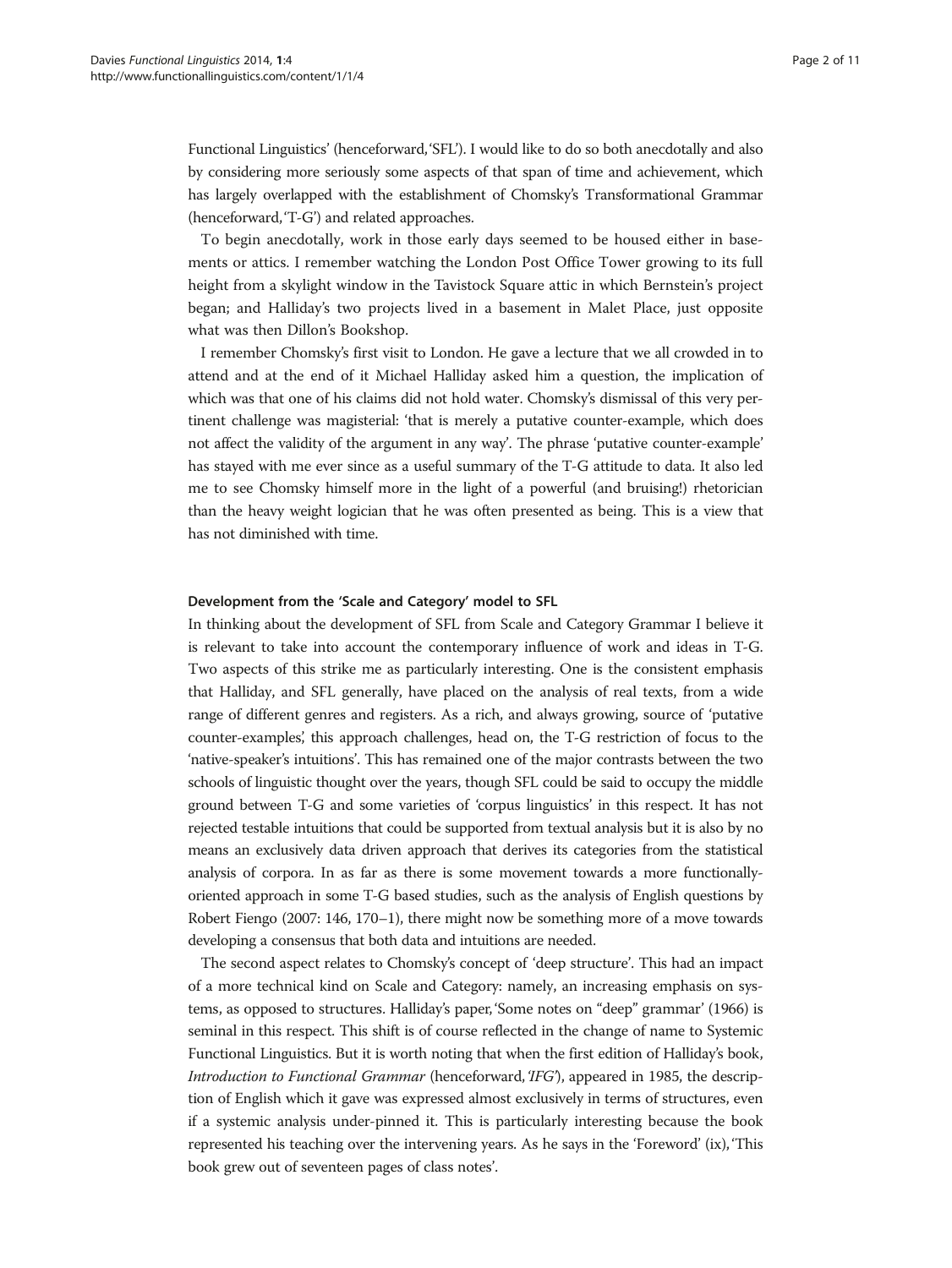Functional Linguistics' (henceforward, 'SFL'). I would like to do so both anecdotally and also by considering more seriously some aspects of that span of time and achievement, which has largely overlapped with the establishment of Chomsky's Transformational Grammar (henceforward, 'T-G') and related approaches.

To begin anecdotally, work in those early days seemed to be housed either in basements or attics. I remember watching the London Post Office Tower growing to its full height from a skylight window in the Tavistock Square attic in which Bernstein's project began; and Halliday's two projects lived in a basement in Malet Place, just opposite what was then Dillon's Bookshop.

I remember Chomsky's first visit to London. He gave a lecture that we all crowded in to attend and at the end of it Michael Halliday asked him a question, the implication of which was that one of his claims did not hold water. Chomsky's dismissal of this very pertinent challenge was magisterial: 'that is merely a putative counter-example, which does not affect the validity of the argument in any way'. The phrase 'putative counter-example' has stayed with me ever since as a useful summary of the T-G attitude to data. It also led me to see Chomsky himself more in the light of a powerful (and bruising!) rhetorician than the heavy weight logician that he was often presented as being. This is a view that has not diminished with time.

### Development from the 'Scale and Category' model to SFL

In thinking about the development of SFL from Scale and Category Grammar I believe it is relevant to take into account the contemporary influence of work and ideas in T-G. Two aspects of this strike me as particularly interesting. One is the consistent emphasis that Halliday, and SFL generally, have placed on the analysis of real texts, from a wide range of different genres and registers. As a rich, and always growing, source of 'putative counter-examples', this approach challenges, head on, the T-G restriction of focus to the 'native-speaker's intuitions'. This has remained one of the major contrasts between the two schools of linguistic thought over the years, though SFL could be said to occupy the middle ground between T-G and some varieties of 'corpus linguistics' in this respect. It has not rejected testable intuitions that could be supported from textual analysis but it is also by no means an exclusively data driven approach that derives its categories from the statistical analysis of corpora. In as far as there is some movement towards a more functionally-oriented approach in some T-G based studies, such as the analysis of English questions by Robert Fiengo (2007: 146, 170–1), there might now be something more of a move towards developing a consensus that both data and intuitions are needed.

The second aspect relates to Chomsky's concept of 'deep structure'. This had an impact of a more technical kind on Scale and Category: namely, an increasing emphasis on systems, as opposed to structures. Halliday's paper, 'Some notes on "deep" grammar' (1966) is seminal in this respect. This shift is of course reflected in the change of name to Systemic Functional Linguistics. But it is worth noting that when the first edition of Halliday's book, *Introduction to Functional Grammar* (henceforward, '*IFG*'), appeared in 1985, the description of English which it gave was expressed almost exclusively in terms of structures, even if a systemic analysis under-pinned it. This is particularly interesting because the book represented his teaching over the intervening years. As he says in the 'Foreword' (ix), 'This book grew out of seventeen pages of class notes'.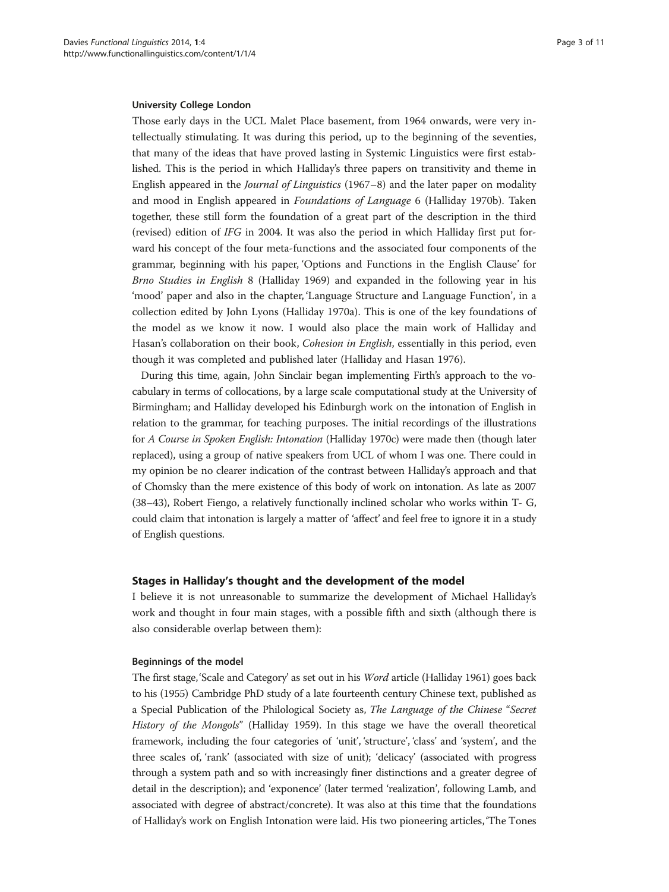### University College London

Those early days in the UCL Malet Place basement, from 1964 onwards, were very intellectually stimulating. It was during this period, up to the beginning of the seventies, that many of the ideas that have proved lasting in Systemic Linguistics were first established. This is the period in which Halliday's three papers on transitivity and theme in English appeared in the *Journal of Linguistics* (1967–8) and the later paper on modality and mood in English appeared in *Foundations of Language* 6 (Halliday 1970b). Taken together, these still form the foundation of a great part of the description in the third (revised) edition of *IFG* in 2004. It was also the period in which Halliday first put forward his concept of the four meta-functions and the associated four components of the grammar, beginning with his paper, 'Options and Functions in the English Clause' for *Brno Studies in English* 8 (Halliday 1969) and expanded in the following year in his 'mood' paper and also in the chapter, 'Language Structure and Language Function', in a collection edited by John Lyons (Halliday 1970a). This is one of the key foundations of the model as we know it now. I would also place the main work of Halliday and Hasan's collaboration on their book, *Cohesion in English*, essentially in this period, even though it was completed and published later (Halliday and Hasan 1976).

During this time, again, John Sinclair began implementing Firth's approach to the vocabulary in terms of collocations, by a large scale computational study at the University of Birmingham; and Halliday developed his Edinburgh work on the intonation of English in relation to the grammar, for teaching purposes. The initial recordings of the illustrations for *A Course in Spoken English: Intonation* (Halliday 1970c) were made then (though later replaced), using a group of native speakers from UCL of whom I was one. There could in my opinion be no clearer indication of the contrast between Halliday's approach and that of Chomsky than the mere existence of this body of work on intonation. As late as 2007 (38–43), Robert Fiengo, a relatively functionally inclined scholar who works within T- G, could claim that intonation is largely a matter of 'affect' and feel free to ignore it in a study of English questions.

## Stages in Halliday's thought and the development of the model

I believe it is not unreasonable to summarize the development of Michael Halliday's work and thought in four main stages, with a possible fifth and sixth (although there is also considerable overlap between them):

### Beginnings of the model

The first stage, 'Scale and Category' as set out in his *Word* article (Halliday 1961) goes back to his (1955) Cambridge PhD study of a late fourteenth century Chinese text, published as a Special Publication of the Philological Society as, *The Language of the Chinese "Secret History of the Mongols"* (Halliday 1959). In this stage we have the overall theoretical framework, including the four categories of 'unit', 'structure', 'class' and 'system', and the three scales of, 'rank' (associated with size of unit); 'delicacy' (associated with progress through a system path and so with increasingly finer distinctions and a greater degree of detail in the description); and 'exponence' (later termed 'realization', following Lamb, and associated with degree of abstract/concrete). It was also at this time that the foundations of Halliday's work on English Intonation were laid. His two pioneering articles, 'The Tones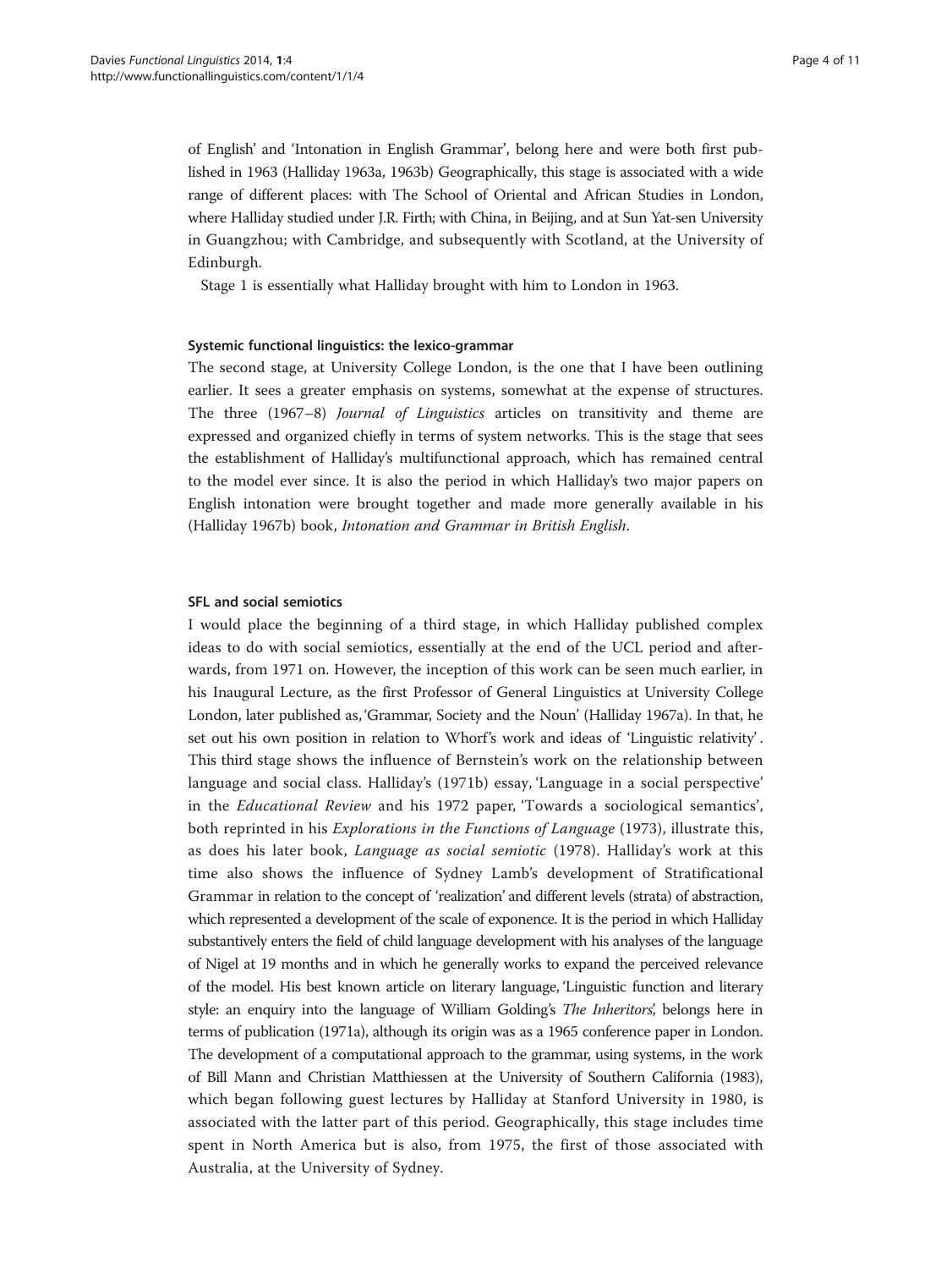of English' and 'Intonation in English Grammar', belong here and were both first published in 1963 (Halliday 1963a, 1963b) Geographically, this stage is associated with a wide range of different places: with The School of Oriental and African Studies in London, where Halliday studied under J.R. Firth; with China, in Beijing, and at Sun Yat-sen University in Guangzhou; with Cambridge, and subsequently with Scotland, at the University of Edinburgh.

Stage 1 is essentially what Halliday brought with him to London in 1963.

### Systemic functional linguistics: the lexico-grammar

The second stage, at University College London, is the one that I have been outlining earlier. It sees a greater emphasis on systems, somewhat at the expense of structures. The three (1967–8) *Journal of Linguistics* articles on transitivity and theme are expressed and organized chiefly in terms of system networks. This is the stage that sees the establishment of Halliday's multifunctional approach, which has remained central to the model ever since. It is also the period in which Halliday's two major papers on English intonation were brought together and made more generally available in his (Halliday 1967b) book, *Intonation and Grammar in British English*.

### SFL and social semiotics

I would place the beginning of a third stage, in which Halliday published complex ideas to do with social semiotics, essentially at the end of the UCL period and afterwards, from 1971 on. However, the inception of this work can be seen much earlier, in his Inaugural Lecture, as the first Professor of General Linguistics at University College London, later published as, 'Grammar, Society and the Noun' (Halliday 1967a). In that, he set out his own position in relation to Whorf's work and ideas of 'Linguistic relativity'. This third stage shows the influence of Bernstein's work on the relationship between language and social class. Halliday's (1971b) essay, 'Language in a social perspective' in the *Educational Review* and his 1972 paper, 'Towards a sociological semantics', both reprinted in his *Explorations in the Functions of Language* (1973), illustrate this, as does his later book, *Language as social semiotic* (1978). Halliday's work at this time also shows the influence of Sydney Lamb's development of Stratificational Grammar in relation to the concept of 'realization' and different levels (strata) of abstraction, which represented a development of the scale of exponence. It is the period in which Halliday substantively enters the field of child language development with his analyses of the language of Nigel at 19 months and in which he generally works to expand the perceived relevance of the model. His best known article on literary language, 'Linguistic function and literary style: an enquiry into the language of William Golding's *The Inheritors*', belongs here in terms of publication (1971a), although its origin was as a 1965 conference paper in London. The development of a computational approach to the grammar, using systems, in the work of Bill Mann and Christian Matthiessen at the University of Southern California (1983), which began following guest lectures by Halliday at Stanford University in 1980, is associated with the latter part of this period. Geographically, this stage includes time spent in North America but is also, from 1975, the first of those associated with Australia, at the University of Sydney.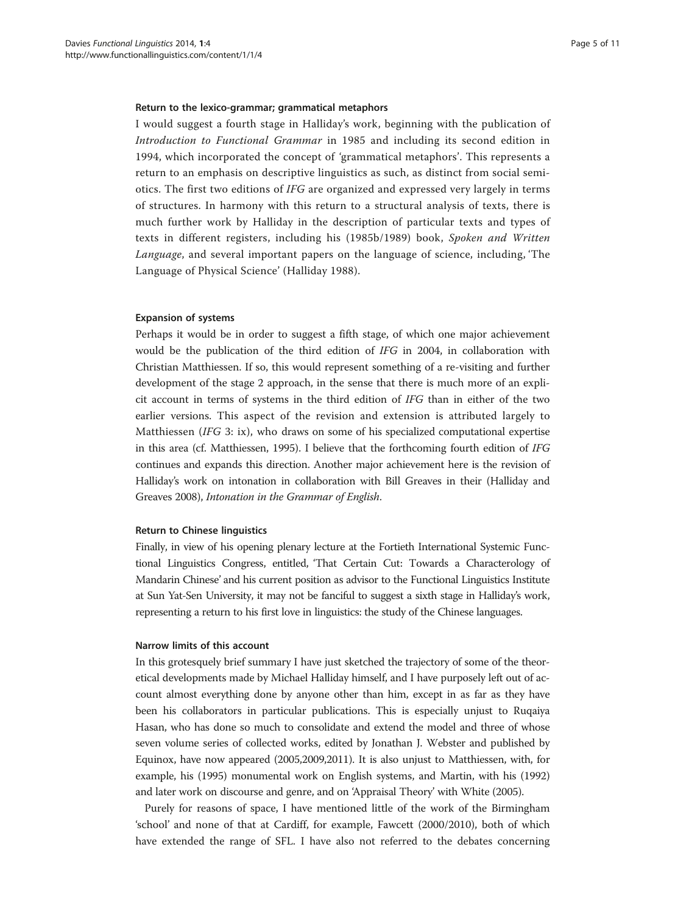#### Return to the lexico-grammar; grammatical metaphors

I would suggest a fourth stage in Halliday's work, beginning with the publication of *Introduction to Functional Grammar* in 1985 and including its second edition in 1994, which incorporated the concept of 'grammatical metaphors'. This represents a return to an emphasis on descriptive linguistics as such, as distinct from social semiotics. The first two editions of *IFG* are organized and expressed very largely in terms of structures. In harmony with this return to a structural analysis of texts, there is much further work by Halliday in the description of particular texts and types of texts in different registers, including his (1985b/1989) book, *Spoken and Written Language*, and several important papers on the language of science, including, 'The Language of Physical Science' (Halliday 1988).

#### Expansion of systems

Perhaps it would be in order to suggest a fifth stage, of which one major achievement would be the publication of the third edition of *IFG* in 2004, in collaboration with Christian Matthiessen. If so, this would represent something of a re-visiting and further development of the stage 2 approach, in the sense that there is much more of an explicit account in terms of systems in the third edition of *IFG* than in either of the two earlier versions. This aspect of the revision and extension is attributed largely to Matthiessen (*IFG* 3: ix), who draws on some of his specialized computational expertise in this area (cf. Matthiessen, 1995). I believe that the forthcoming fourth edition of *IFG* continues and expands this direction. Another major achievement here is the revision of Halliday's work on intonation in collaboration with Bill Greaves in their (Halliday and Greaves 2008), *Intonation in the Grammar of English*.

#### Return to Chinese linguistics

Finally, in view of his opening plenary lecture at the Fortieth International Systemic Functional Linguistics Congress, entitled, 'That Certain Cut: Towards a Characterology of Mandarin Chinese' and his current position as advisor to the Functional Linguistics Institute at Sun Yat-Sen University, it may not be fanciful to suggest a sixth stage in Halliday's work, representing a return to his first love in linguistics: the study of the Chinese languages.

#### Narrow limits of this account

In this grotesquely brief summary I have just sketched the trajectory of some of the theoretical developments made by Michael Halliday himself, and I have purposely left out of account almost everything done by anyone other than him, except in as far as they have been his collaborators in particular publications. This is especially unjust to Ruqaiya Hasan, who has done so much to consolidate and extend the model and three of whose seven volume series of collected works, edited by Jonathan J. Webster and published by Equinox, have now appeared (2005,2009,2011). It is also unjust to Matthiessen, with, for example, his (1995) monumental work on English systems, and Martin, with his (1992) and later work on discourse and genre, and on 'Appraisal Theory' with White (2005).

Purely for reasons of space, I have mentioned little of the work of the Birmingham 'school' and none of that at Cardiff, for example, Fawcett (2000/2010), both of which have extended the range of SFL. I have also not referred to the debates concerning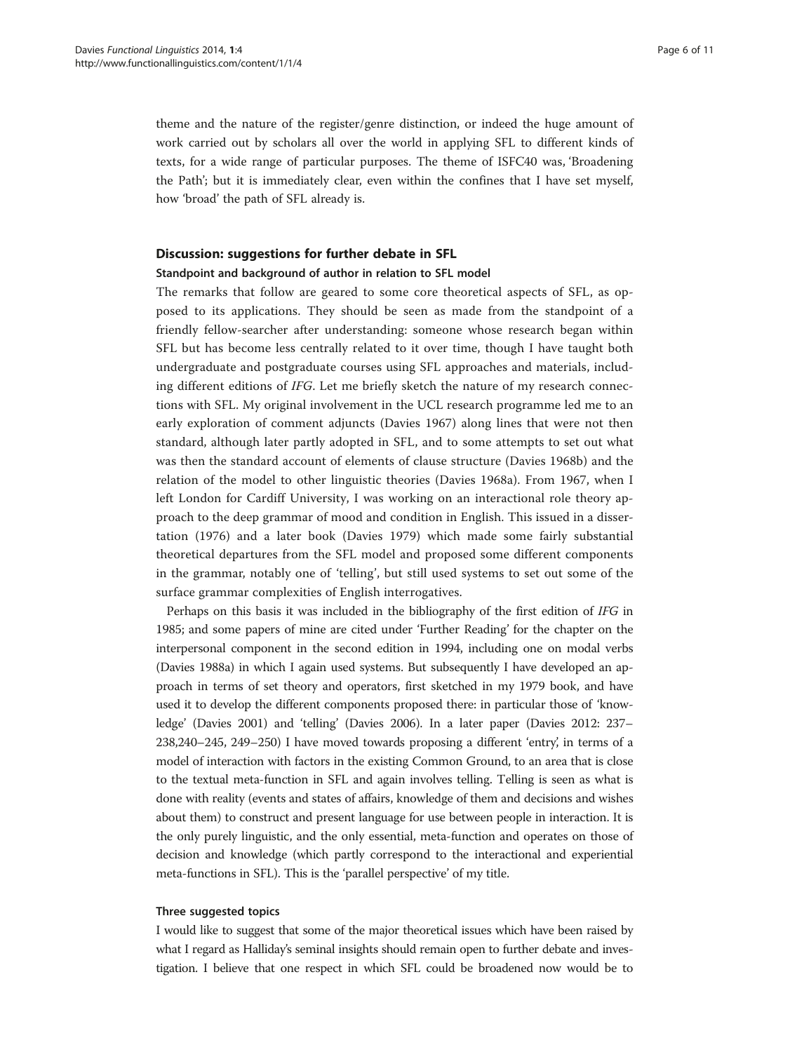theme and the nature of the register/genre distinction, or indeed the huge amount of work carried out by scholars all over the world in applying SFL to different kinds of texts, for a wide range of particular purposes. The theme of ISFC40 was, 'Broadening the Path'; but it is immediately clear, even within the confines that I have set myself, how 'broad' the path of SFL already is.

## Discussion: suggestions for further debate in SFL

### Standpoint and background of author in relation to SFL model

The remarks that follow are geared to some core theoretical aspects of SFL, as opposed to its applications. They should be seen as made from the standpoint of a friendly fellow-searcher after understanding: someone whose research began within SFL but has become less centrally related to it over time, though I have taught both undergraduate and postgraduate courses using SFL approaches and materials, including different editions of *IFG*. Let me briefly sketch the nature of my research connections with SFL. My original involvement in the UCL research programme led me to an early exploration of comment adjuncts (Davies 1967) along lines that were not then standard, although later partly adopted in SFL, and to some attempts to set out what was then the standard account of elements of clause structure (Davies 1968b) and the relation of the model to other linguistic theories (Davies 1968a). From 1967, when I left London for Cardiff University, I was working on an interactional role theory approach to the deep grammar of mood and condition in English. This issued in a dissertation (1976) and a later book (Davies 1979) which made some fairly substantial theoretical departures from the SFL model and proposed some different components in the grammar, notably one of 'telling', but still used systems to set out some of the surface grammar complexities of English interrogatives.

Perhaps on this basis it was included in the bibliography of the first edition of *IFG* in 1985; and some papers of mine are cited under 'Further Reading' for the chapter on the interpersonal component in the second edition in 1994, including one on modal verbs (Davies 1988a) in which I again used systems. But subsequently I have developed an approach in terms of set theory and operators, first sketched in my 1979 book, and have used it to develop the different components proposed there: in particular those of 'knowledge' (Davies 2001) and 'telling' (Davies 2006). In a later paper (Davies 2012: 237–238,240–245, 249–250) I have moved towards proposing a different 'entry', in terms of a model of interaction with factors in the existing Common Ground, to an area that is close to the textual meta-function in SFL and again involves telling. Telling is seen as what is done with reality (events and states of affairs, knowledge of them and decisions and wishes about them) to construct and present language for use between people in interaction. It is the only purely linguistic, and the only essential, meta-function and operates on those of decision and knowledge (which partly correspond to the interactional and experiential meta-functions in SFL). This is the 'parallel perspective' of my title.

### Three suggested topics

I would like to suggest that some of the major theoretical issues which have been raised by what I regard as Halliday's seminal insights should remain open to further debate and investigation. I believe that one respect in which SFL could be broadened now would be to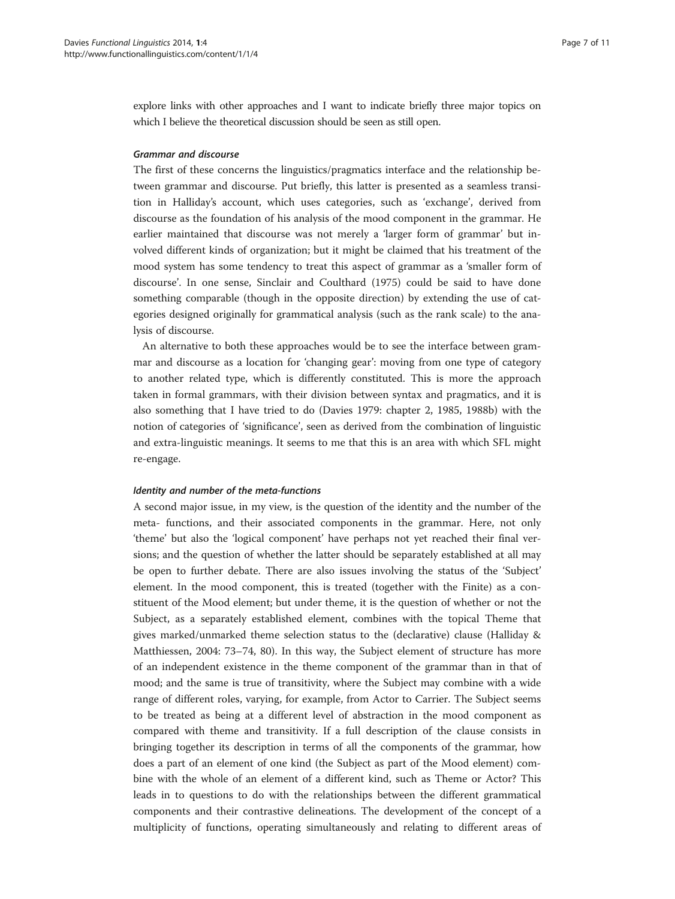explore links with other approaches and I want to indicate briefly three major topics on which I believe the theoretical discussion should be seen as still open.

#### *Grammar and discourse*

The first of these concerns the linguistics/pragmatics interface and the relationship between grammar and discourse. Put briefly, this latter is presented as a seamless transition in Halliday's account, which uses categories, such as 'exchange', derived from discourse as the foundation of his analysis of the mood component in the grammar. He earlier maintained that discourse was not merely a 'larger form of grammar' but involved different kinds of organization; but it might be claimed that his treatment of the mood system has some tendency to treat this aspect of grammar as a 'smaller form of discourse'. In one sense, Sinclair and Coulthard (1975) could be said to have done something comparable (though in the opposite direction) by extending the use of categories designed originally for grammatical analysis (such as the rank scale) to the analysis of discourse.

An alternative to both these approaches would be to see the interface between grammar and discourse as a location for 'changing gear': moving from one type of category to another related type, which is differently constituted. This is more the approach taken in formal grammars, with their division between syntax and pragmatics, and it is also something that I have tried to do (Davies 1979: chapter 2, 1985, 1988b) with the notion of categories of 'significance', seen as derived from the combination of linguistic and extra-linguistic meanings. It seems to me that this is an area with which SFL might re-engage.

#### *Identity and number of the meta-functions*

A second major issue, in my view, is the question of the identity and the number of the meta- functions, and their associated components in the grammar. Here, not only 'theme' but also the 'logical component' have perhaps not yet reached their final versions; and the question of whether the latter should be separately established at all may be open to further debate. There are also issues involving the status of the 'Subject' element. In the mood component, this is treated (together with the Finite) as a constituent of the Mood element; but under theme, it is the question of whether or not the Subject, as a separately established element, combines with the topical Theme that gives marked/unmarked theme selection status to the (declarative) clause (Halliday & Matthiessen, 2004: 73–74, 80). In this way, the Subject element of structure has more of an independent existence in the theme component of the grammar than in that of mood; and the same is true of transitivity, where the Subject may combine with a wide range of different roles, varying, for example, from Actor to Carrier. The Subject seems to be treated as being at a different level of abstraction in the mood component as compared with theme and transitivity. If a full description of the clause consists in bringing together its description in terms of all the components of the grammar, how does a part of an element of one kind (the Subject as part of the Mood element) combine with the whole of an element of a different kind, such as Theme or Actor? This leads in to questions to do with the relationships between the different grammatical components and their contrastive delineations. The development of the concept of a multiplicity of functions, operating simultaneously and relating to different areas of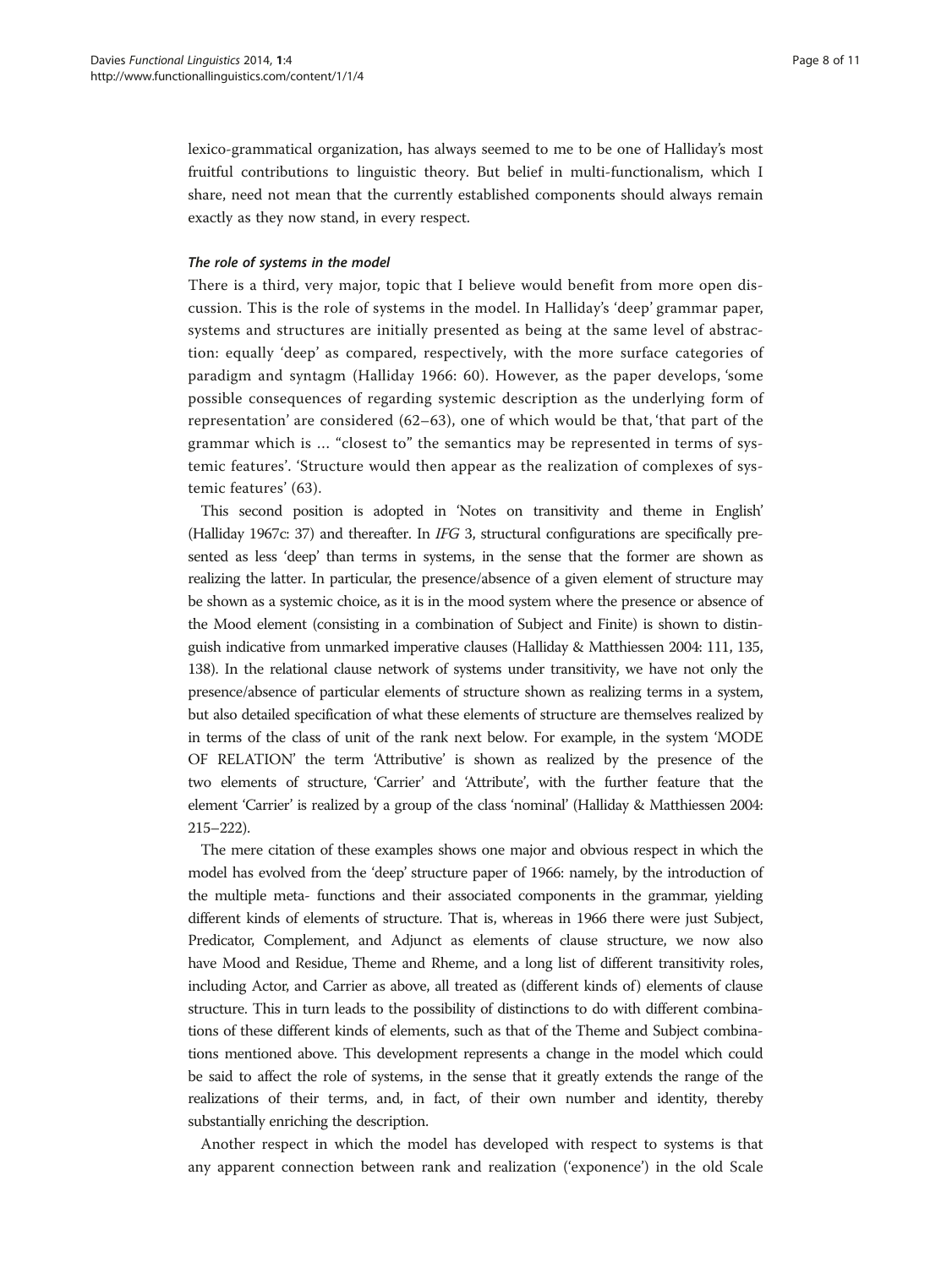lexico-grammatical organization, has always seemed to me to be one of Halliday's most fruitful contributions to linguistic theory. But belief in multi-functionalism, which I share, need not mean that the currently established components should always remain exactly as they now stand, in every respect.

#### *The role of systems in the model*

There is a third, very major, topic that I believe would benefit from more open discussion. This is the role of systems in the model. In Halliday's 'deep' grammar paper, systems and structures are initially presented as being at the same level of abstraction: equally 'deep' as compared, respectively, with the more surface categories of paradigm and syntagm (Halliday 1966: 60). However, as the paper develops, 'some possible consequences of regarding systemic description as the underlying form of representation' are considered (62–63), one of which would be that, 'that part of the grammar which is … "closest to" the semantics may be represented in terms of systemic features'. 'Structure would then appear as the realization of complexes of systemic features' (63).

This second position is adopted in 'Notes on transitivity and theme in English' (Halliday 1967c: 37) and thereafter. In *IFG* 3, structural configurations are specifically presented as less 'deep' than terms in systems, in the sense that the former are shown as realizing the latter. In particular, the presence/absence of a given element of structure may be shown as a systemic choice, as it is in the mood system where the presence or absence of the Mood element (consisting in a combination of Subject and Finite) is shown to distinguish indicative from unmarked imperative clauses (Halliday & Matthiessen 2004: 111, 135, 138). In the relational clause network of systems under transitivity, we have not only the presence/absence of particular elements of structure shown as realizing terms in a system, but also detailed specification of what these elements of structure are themselves realized by in terms of the class of unit of the rank next below. For example, in the system 'MODE OF RELATION' the term 'Attributive' is shown as realized by the presence of the two elements of structure, 'Carrier' and 'Attribute', with the further feature that the element 'Carrier' is realized by a group of the class 'nominal' (Halliday & Matthiessen 2004: 215–222).

The mere citation of these examples shows one major and obvious respect in which the model has evolved from the 'deep' structure paper of 1966: namely, by the introduction of the multiple meta- functions and their associated components in the grammar, yielding different kinds of elements of structure. That is, whereas in 1966 there were just Subject, Predicator, Complement, and Adjunct as elements of clause structure, we now also have Mood and Residue, Theme and Rheme, and a long list of different transitivity roles, including Actor, and Carrier as above, all treated as (different kinds of) elements of clause structure. This in turn leads to the possibility of distinctions to do with different combinations of these different kinds of elements, such as that of the Theme and Subject combinations mentioned above. This development represents a change in the model which could be said to affect the role of systems, in the sense that it greatly extends the range of the realizations of their terms, and, in fact, of their own number and identity, thereby substantially enriching the description.

Another respect in which the model has developed with respect to systems is that any apparent connection between rank and realization ('exponence') in the old Scale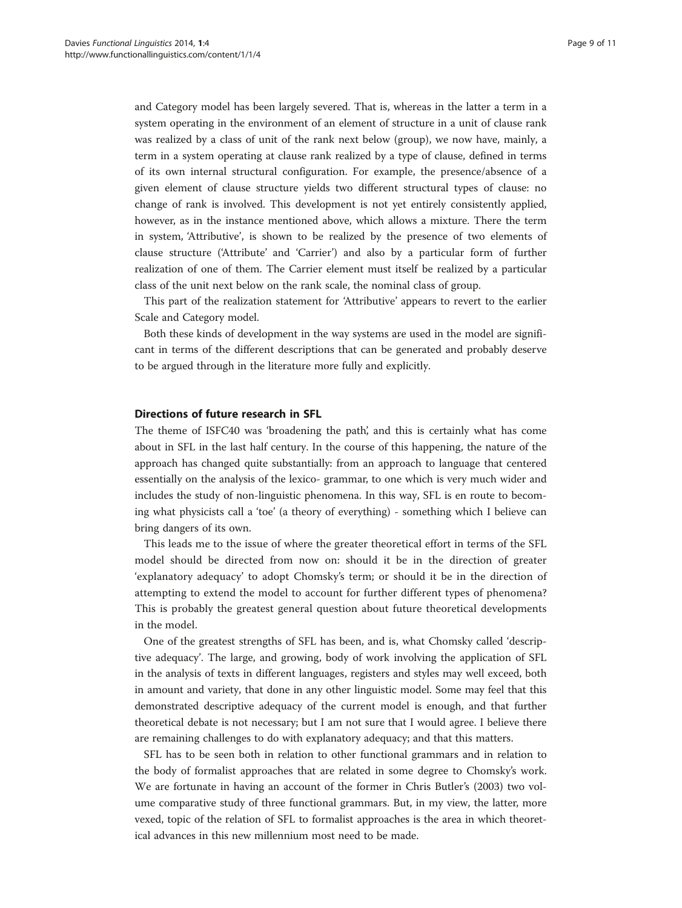and Category model has been largely severed. That is, whereas in the latter a term in a system operating in the environment of an element of structure in a unit of clause rank was realized by a class of unit of the rank next below (group), we now have, mainly, a term in a system operating at clause rank realized by a type of clause, defined in terms of its own internal structural configuration. For example, the presence/absence of a given element of clause structure yields two different structural types of clause: no change of rank is involved. This development is not yet entirely consistently applied, however, as in the instance mentioned above, which allows a mixture. There the term in system, 'Attributive', is shown to be realized by the presence of two elements of clause structure ('Attribute' and 'Carrier') and also by a particular form of further realization of one of them. The Carrier element must itself be realized by a particular class of the unit next below on the rank scale, the nominal class of group.

This part of the realization statement for 'Attributive' appears to revert to the earlier Scale and Category model.

Both these kinds of development in the way systems are used in the model are significant in terms of the different descriptions that can be generated and probably deserve to be argued through in the literature more fully and explicitly.

## Directions of future research in SFL

The theme of ISFC40 was 'broadening the path', and this is certainly what has come about in SFL in the last half century. In the course of this happening, the nature of the approach has changed quite substantially: from an approach to language that centered essentially on the analysis of the lexico- grammar, to one which is very much wider and includes the study of non-linguistic phenomena. In this way, SFL is en route to becoming what physicists call a 'toe' (a theory of everything) - something which I believe can bring dangers of its own.

This leads me to the issue of where the greater theoretical effort in terms of the SFL model should be directed from now on: should it be in the direction of greater 'explanatory adequacy' to adopt Chomsky's term; or should it be in the direction of attempting to extend the model to account for further different types of phenomena? This is probably the greatest general question about future theoretical developments in the model.

One of the greatest strengths of SFL has been, and is, what Chomsky called 'descriptive adequacy'. The large, and growing, body of work involving the application of SFL in the analysis of texts in different languages, registers and styles may well exceed, both in amount and variety, that done in any other linguistic model. Some may feel that this demonstrated descriptive adequacy of the current model is enough, and that further theoretical debate is not necessary; but I am not sure that I would agree. I believe there are remaining challenges to do with explanatory adequacy; and that this matters.

SFL has to be seen both in relation to other functional grammars and in relation to the body of formalist approaches that are related in some degree to Chomsky's work. We are fortunate in having an account of the former in Chris Butler's (2003) two volume comparative study of three functional grammars. But, in my view, the latter, more vexed, topic of the relation of SFL to formalist approaches is the area in which theoretical advances in this new millennium most need to be made.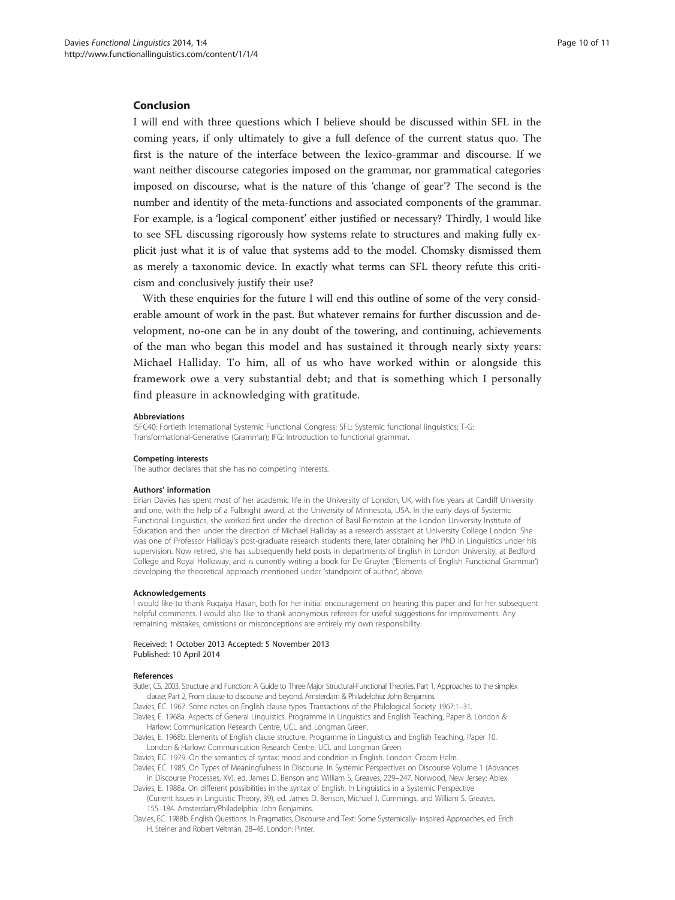## Conclusion

I will end with three questions which I believe should be discussed within SFL in the coming years, if only ultimately to give a full defence of the current status quo. The first is the nature of the interface between the lexico-grammar and discourse. If we want neither discourse categories imposed on the grammar, nor grammatical categories imposed on discourse, what is the nature of this 'change of gear'? The second is the number and identity of the meta-functions and associated components of the grammar. For example, is a 'logical component' either justified or necessary? Thirdly, I would like to see SFL discussing rigorously how systems relate to structures and making fully explicit just what it is of value that systems add to the model. Chomsky dismissed them as merely a taxonomic device. In exactly what terms can SFL theory refute this criticism and conclusively justify their use?

With these enquiries for the future I will end this outline of some of the very considerable amount of work in the past. But whatever remains for further discussion and development, no-one can be in any doubt of the towering, and continuing, achievements of the man who began this model and has sustained it through nearly sixty years: Michael Halliday. To him, all of us who have worked within or alongside this framework owe a very substantial debt; and that is something which I personally find pleasure in acknowledging with gratitude.

#### Abbreviations

ISFC40: Fortieth International Systemic Functional Congress; SFL: Systemic functional linguistics; T-G: Transformational-Generative (Grammar); IFG: Introduction to functional grammar.

#### Competing interests

The author declares that she has no competing interests.

#### Authors' information

Eirian Davies has spent most of her academic life in the University of London, UK, with five years at Cardiff University and one, with the help of a Fulbright award, at the University of Minnesota, USA. In the early days of Systemic Functional Linguistics, she worked first under the direction of Basil Bernstein at the London University Institute of Education and then under the direction of Michael Halliday as a research assistant at University College London. She was one of Professor Halliday's post-graduate research students there, later obtaining her PhD in Linguistics under his supervision. Now retired, she has subsequently held posts in departments of English in London University, at Bedford College and Royal Holloway, and is currently writing a book for De Gruyter ('Elements of English Functional Grammar') developing the theoretical approach mentioned under 'standpoint of author', above.

#### Acknowledgements

I would like to thank Ruqaiya Hasan, both for her initial encouragement on hearing this paper and for her subsequent helpful comments. I would also like to thank anonymous referees for useful suggestions for improvements. Any remaining mistakes, omissions or misconceptions are entirely my own responsibility.

Received: 1 October 2013 Accepted: 5 November 2013
Published: 10 April 2014

#### References

Butler, CS. 2003. Structure and Function: A Guide to Three Major Structural-Functional Theories. Part 1, Approaches to the simplex clause; Part 2, From clause to discourse and beyond. Amsterdam & Philadelphia: John Benjamins.

Davies, EC. 1967. Some notes on English clause types. Transactions of the Philological Society 1967:1–31.

Davies, E. 1968a. Aspects of General Linguistics. Programme in Linguistics and English Teaching, Paper 8. London & Harlow: Communication Research Centre, UCL and Longman Green.

Davies, E. 1968b. Elements of English clause structure. Programme in Linguistics and English Teaching, Paper 10. London & Harlow: Communication Research Centre, UCL and Longman Green.

Davies, EC. 1979. On the semantics of syntax: mood and condition in English. London: Croom Helm.

Davies, EC. 1985. On Types of Meaningfulness in Discourse. In Systemic Perspectives on Discourse Volume 1 (Advances in Discourse Processes, XV), ed. James D. Benson and William S. Greaves, 229–247. Norwood, New Jersey: Ablex.

Davies, E. 1988a. On different possibilities in the syntax of English. In Linguistics in a Systemic Perspective (Current Issues in Linguistic Theory, 39), ed. James D. Benson, Michael J. Cummings, and William S. Greaves, 155–184. Amsterdam/Philadelphia: John Benjamins.

Davies, EC. 1988b. English Questions. In Pragmatics, Discourse and Text: Some Systemically- inspired Approaches, ed. Erich H. Steiner and Robert Veltman, 28–45. London: Pinter.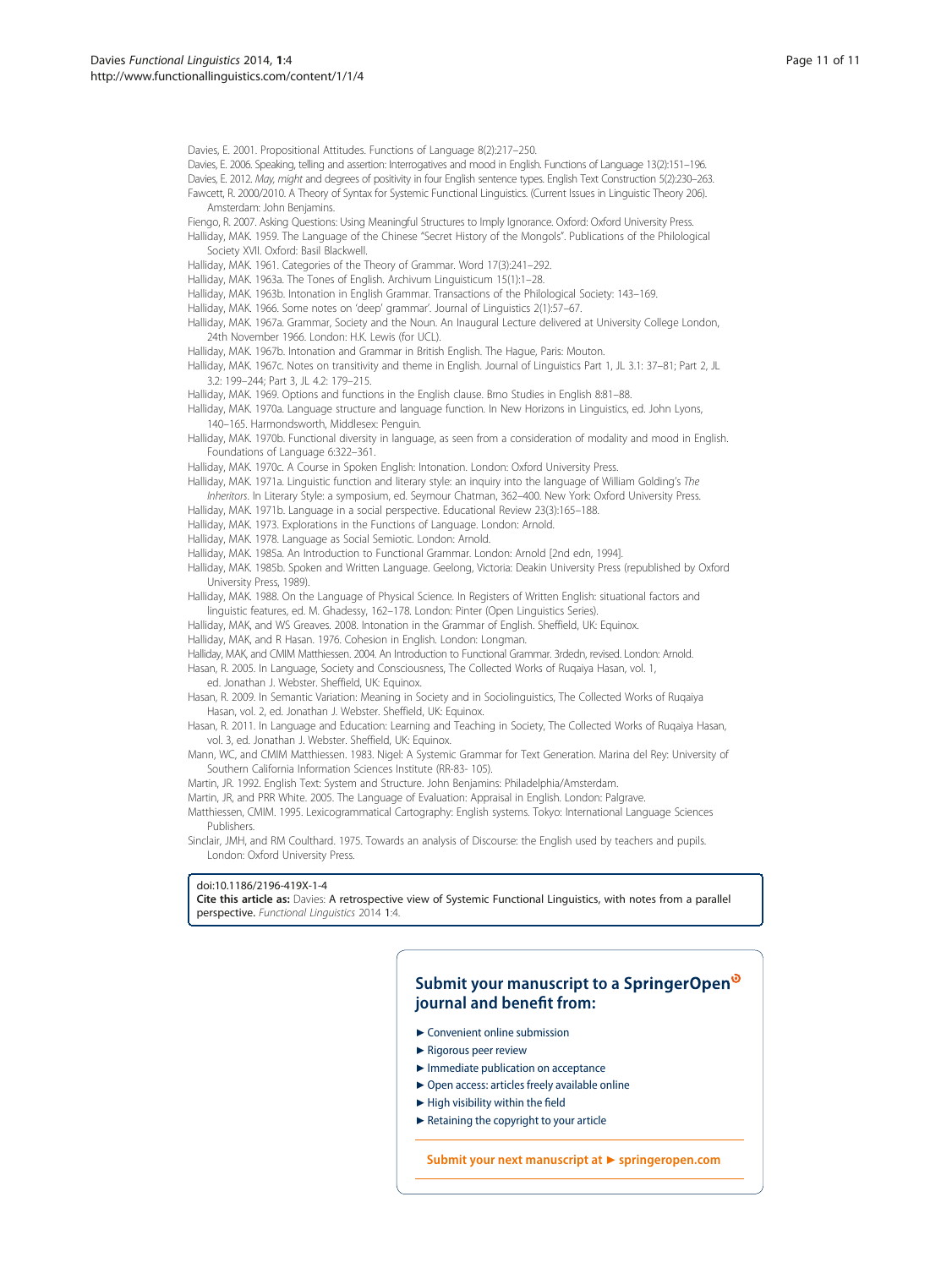Davies, E. 2001. Propositional Attitudes. Functions of Language 8(2):217–250.

Davies, E. 2006. Speaking, telling and assertion: Interrogatives and mood in English. Functions of Language 13(2):151–196.

Davies, E. 2012. *May, might* and degrees of positivity in four English sentence types. English Text Construction 5(2):230–263.

Fawcett, R. 2000/2010. A Theory of Syntax for Systemic Functional Linguistics. (Current Issues in Linguistic Theory 206). Amsterdam: John Benjamins.

Fiengo, R. 2007. Asking Questions: Using Meaningful Structures to Imply Ignorance. Oxford: Oxford University Press.

Halliday, MAK. 1959. The Language of the Chinese "Secret History of the Mongols". Publications of the Philological Society XVII. Oxford: Basil Blackwell.

Halliday, MAK. 1961. Categories of the Theory of Grammar. Word 17(3):241–292.

Halliday, MAK. 1963a. The Tones of English. Archivum Linguisticum 15(1):1–28.

Halliday, MAK. 1963b. Intonation in English Grammar. Transactions of the Philological Society: 143–169.

Halliday, MAK. 1966. Some notes on 'deep' grammar'. Journal of Linguistics 2(1):57–67.

Halliday, MAK. 1967a. Grammar, Society and the Noun. An Inaugural Lecture delivered at University College London, 24th November 1966. London: H.K. Lewis (for UCL).

Halliday, MAK. 1967b. Intonation and Grammar in British English. The Hague, Paris: Mouton.

Halliday, MAK. 1967c. Notes on transitivity and theme in English. Journal of Linguistics Part 1, JL 3.1: 37–81; Part 2, JL 3.2: 199–244; Part 3, JL 4.2: 179–215.

Halliday, MAK. 1969. Options and functions in the English clause. Brno Studies in English 8:81–88.

Halliday, MAK. 1970a. Language structure and language function. In New Horizons in Linguistics, ed. John Lyons, 140–165. Harmondsworth, Middlesex: Penguin.

Halliday, MAK. 1970b. Functional diversity in language, as seen from a consideration of modality and mood in English. Foundations of Language 6:322–361.

Halliday, MAK. 1970c. A Course in Spoken English: Intonation. London: Oxford University Press.

Halliday, MAK. 1971a. Linguistic function and literary style: an inquiry into the language of William Golding's *The Inheritors*. In Literary Style: a symposium, ed. Seymour Chatman, 362–400. New York: Oxford University Press.

Halliday, MAK. 1971b. Language in a social perspective. Educational Review 23(3):165–188.

Halliday, MAK. 1973. Explorations in the Functions of Language. London: Arnold.

Halliday, MAK. 1978. Language as Social Semiotic. London: Arnold.

Halliday, MAK. 1985a. An Introduction to Functional Grammar. London: Arnold [2nd edn, 1994].

Halliday, MAK. 1985b. Spoken and Written Language. Geelong, Victoria: Deakin University Press (republished by Oxford University Press, 1989).

Halliday, MAK. 1988. On the Language of Physical Science. In Registers of Written English: situational factors and linguistic features, ed. M. Ghadessy, 162–178. London: Pinter (Open Linguistics Series).

Halliday, MAK, and WS Greaves. 2008. Intonation in the Grammar of English. Sheffield, UK: Equinox.

Halliday, MAK, and R Hasan. 1976. Cohesion in English. London: Longman.

Halliday, MAK, and CMIM Matthiessen. 2004. An Introduction to Functional Grammar. 3rdedn, revised. London: Arnold.

Hasan, R. 2005. In Language, Society and Consciousness, The Collected Works of Ruqaiya Hasan, vol. 1, ed. Jonathan J. Webster. Sheffield, UK: Equinox.

Hasan, R. 2009. In Semantic Variation: Meaning in Society and in Sociolinguistics, The Collected Works of Ruqaiya Hasan, vol. 2, ed. Jonathan J. Webster. Sheffield, UK: Equinox.

Hasan, R. 2011. In Language and Education: Learning and Teaching in Society, The Collected Works of Ruqaiya Hasan, vol. 3, ed. Jonathan J. Webster. Sheffield, UK: Equinox.

Mann, WC, and CMIM Matthiessen. 1983. Nigel: A Systemic Grammar for Text Generation. Marina del Rey: University of Southern California Information Sciences Institute (RR-83- 105).

Martin, JR. 1992. English Text: System and Structure. John Benjamins: Philadelphia/Amsterdam.

Martin, JR, and PRR White. 2005. The Language of Evaluation: Appraisal in English. London: Palgrave.

Matthiessen, CMIM. 1995. Lexicogrammatical Cartography: English systems. Tokyo: International Language Sciences Publishers.

Sinclair, JMH, and RM Coulthard. 1975. Towards an analysis of Discourse: the English used by teachers and pupils. London: Oxford University Press.

doi:10.1186/2196-419X-1-4

**Cite this article as:** Davies: A retrospective view of Systemic Functional Linguistics, with notes from a parallel perspective. *Functional Linguistics* 2014 **1**:4.

**Submit your manuscript to a SpringerOpen journal and benefit from:**

- ► Convenient online submission
- ► Rigorous peer review
- ► Immediate publication on acceptance
- ► Open access: articles freely available online
- ► High visibility within the field
- ► Retaining the copyright to your article

**Submit your next manuscript at ► springeropen.com**